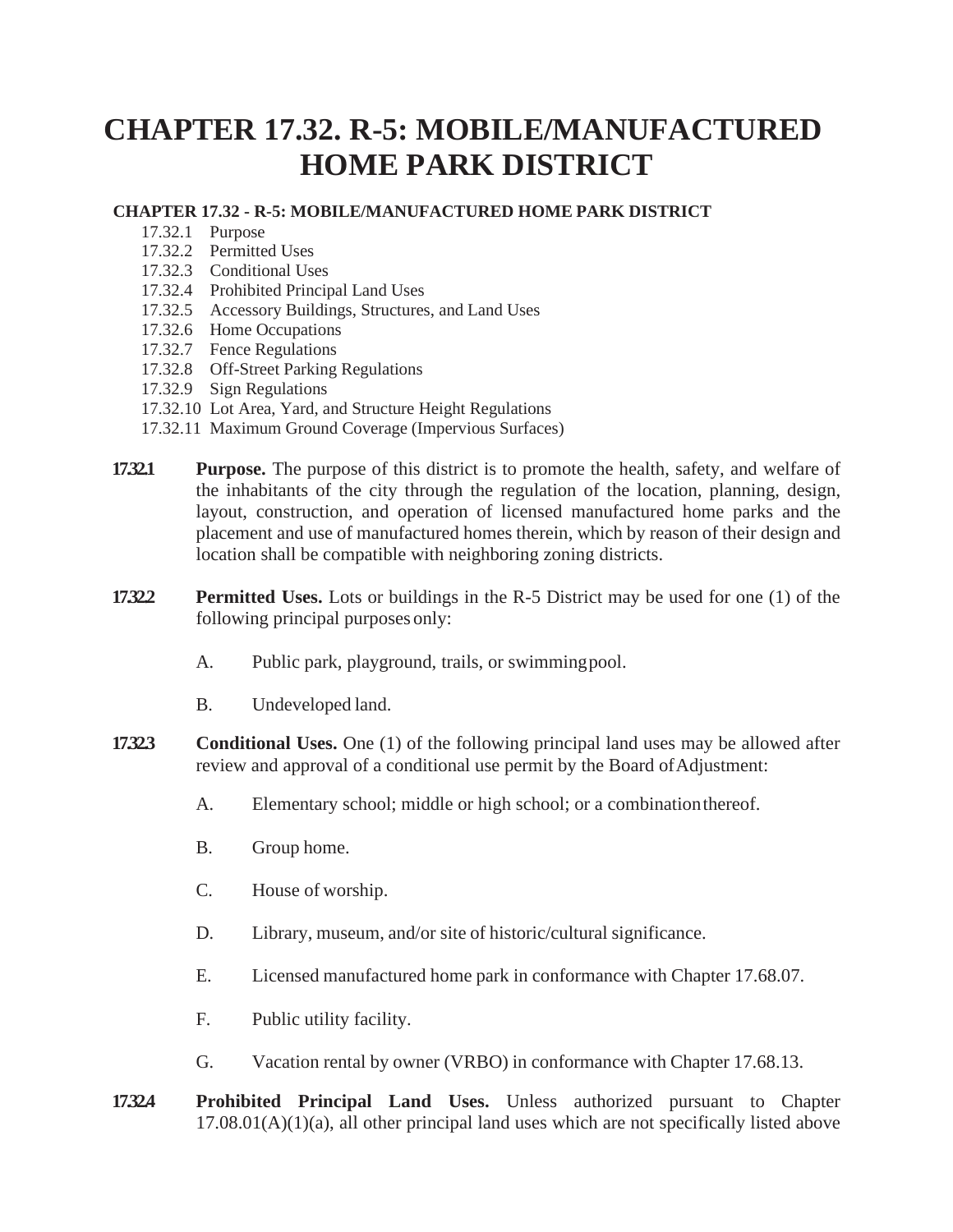# CHAPTER 17.32. R-5: MOBILE/MANUFACTURED HOME PARK DISTRICT

**CHAPTER 17.32 - R-5: MOBILE/MANUFACTURED HOME PARK DISTRICT**

- 17.32.1 Purpose
- 17.32.2 Permitted Uses
- 17.32.3 Conditional Uses
- 17.32.4 Prohibited Principal Land Uses
- 17.32.5 Accessory Buildings, Structures, and Land Uses
- 17.32.6 Home Occupations
- 17.32.7 Fence Regulations
- 17.32.8 Off-Street Parking Regulations
- 17.32.9 Sign Regulations
- 17.32.10 Lot Area, Yard, and Structure Height Regulations
- 17.32.11 Maximum Ground Coverage (Impervious Surfaces)

**17.32.1** **Purpose.** The purpose of this district is to promote the health, safety, and welfare of the inhabitants of the city through the regulation of the location, planning, design, layout, construction, and operation of licensed manufactured home parks and the placement and use of manufactured homes therein, which by reason of their design and location shall be compatible with neighboring zoning districts.

**17.32.2** **Permitted Uses.** Lots or buildings in the R-5 District may be used for one (1) of the following principal purposes only:

A. Public park, playground, trails, or swimming pool.

B. Undeveloped land.

**17.32.3** **Conditional Uses.** One (1) of the following principal land uses may be allowed after review and approval of a conditional use permit by the Board of Adjustment:

A. Elementary school; middle or high school; or a combination thereof.

B. Group home.

C. House of worship.

D. Library, museum, and/or site of historic/cultural significance.

E. Licensed manufactured home park in conformance with Chapter 17.68.07.

F. Public utility facility.

G. Vacation rental by owner (VRBO) in conformance with Chapter 17.68.13.

**17.32.4** **Prohibited Principal Land Uses.** Unless authorized pursuant to Chapter 17.08.01(A)(1)(a), all other principal land uses which are not specifically listed above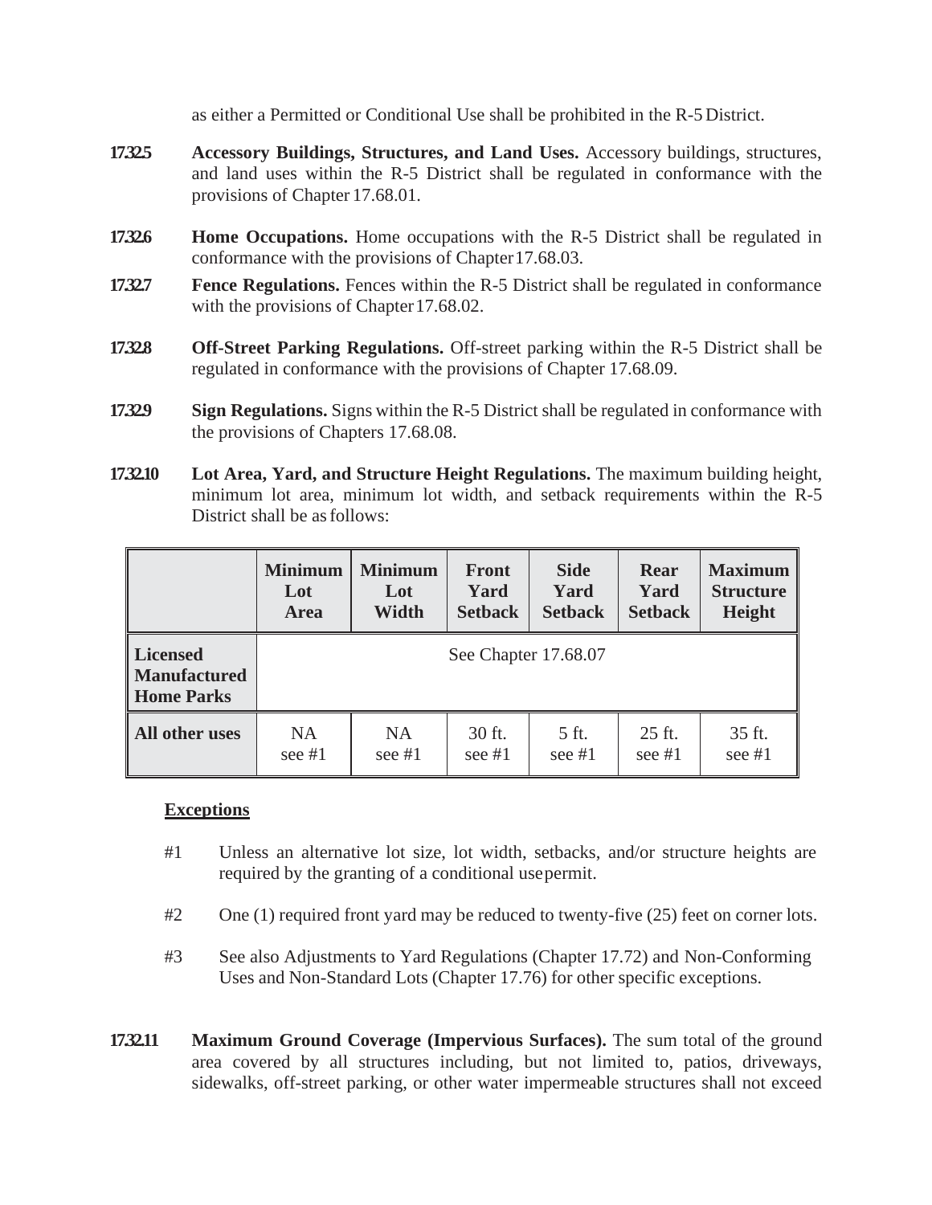as either a Permitted or Conditional Use shall be prohibited in the R-5 District.

**17.32.5** **Accessory Buildings, Structures, and Land Uses.** Accessory buildings, structures, and land uses within the R-5 District shall be regulated in conformance with the provisions of Chapter 17.68.01.

**17.32.6** **Home Occupations.** Home occupations with the R-5 District shall be regulated in conformance with the provisions of Chapter 17.68.03.

**17.32.7** **Fence Regulations.** Fences within the R-5 District shall be regulated in conformance with the provisions of Chapter 17.68.02.

**17.32.8** **Off-Street Parking Regulations.** Off-street parking within the R-5 District shall be regulated in conformance with the provisions of Chapter 17.68.09.

**17.32.9** **Sign Regulations.** Signs within the R-5 District shall be regulated in conformance with the provisions of Chapters 17.68.08.

**17.32.10** **Lot Area, Yard, and Structure Height Regulations.** The maximum building height, minimum lot area, minimum lot width, and setback requirements within the R-5 District shall be as follows:

| | **Minimum Lot Area** | **Minimum Lot Width** | **Front Yard Setback** | **Side Yard Setback** | **Rear Yard Setback** | **Maximum Structure Height** |
|---|---|---|---|---|---|---|
| **Licensed Manufactured Home Parks** | See Chapter 17.68.07 | | | | | |
| **All other uses** | NA see #1 | NA see #1 | 30 ft. see #1 | 5 ft. see #1 | 25 ft. see #1 | 35 ft. see #1 |

**Exceptions**

#1 Unless an alternative lot size, lot width, setbacks, and/or structure heights are required by the granting of a conditional use permit.

#2 One (1) required front yard may be reduced to twenty-five (25) feet on corner lots.

#3 See also Adjustments to Yard Regulations (Chapter 17.72) and Non-Conforming Uses and Non-Standard Lots (Chapter 17.76) for other specific exceptions.

**17.32.11** **Maximum Ground Coverage (Impervious Surfaces).** The sum total of the ground area covered by all structures including, but not limited to, patios, driveways, sidewalks, off-street parking, or other water impermeable structures shall not exceed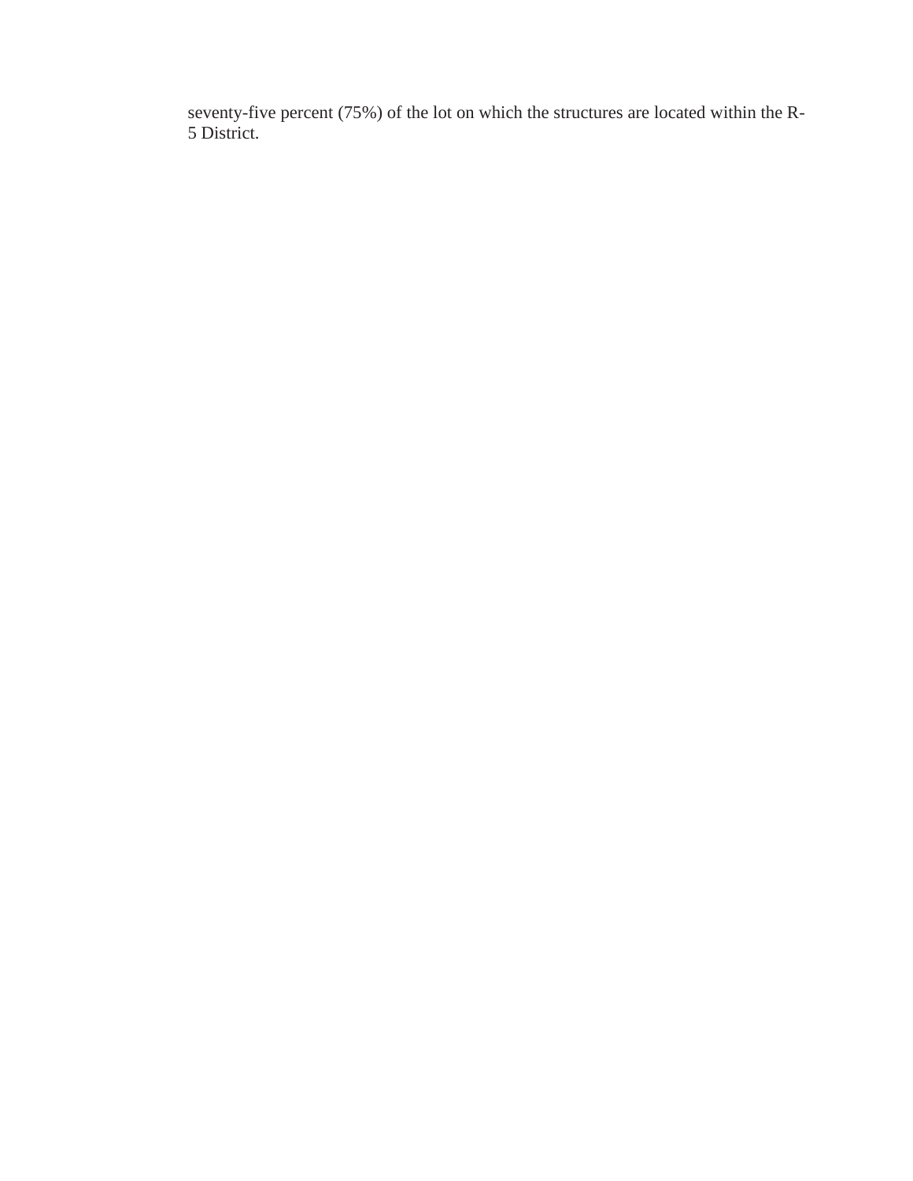seventy-five percent (75%) of the lot on which the structures are located within the R-5 District.